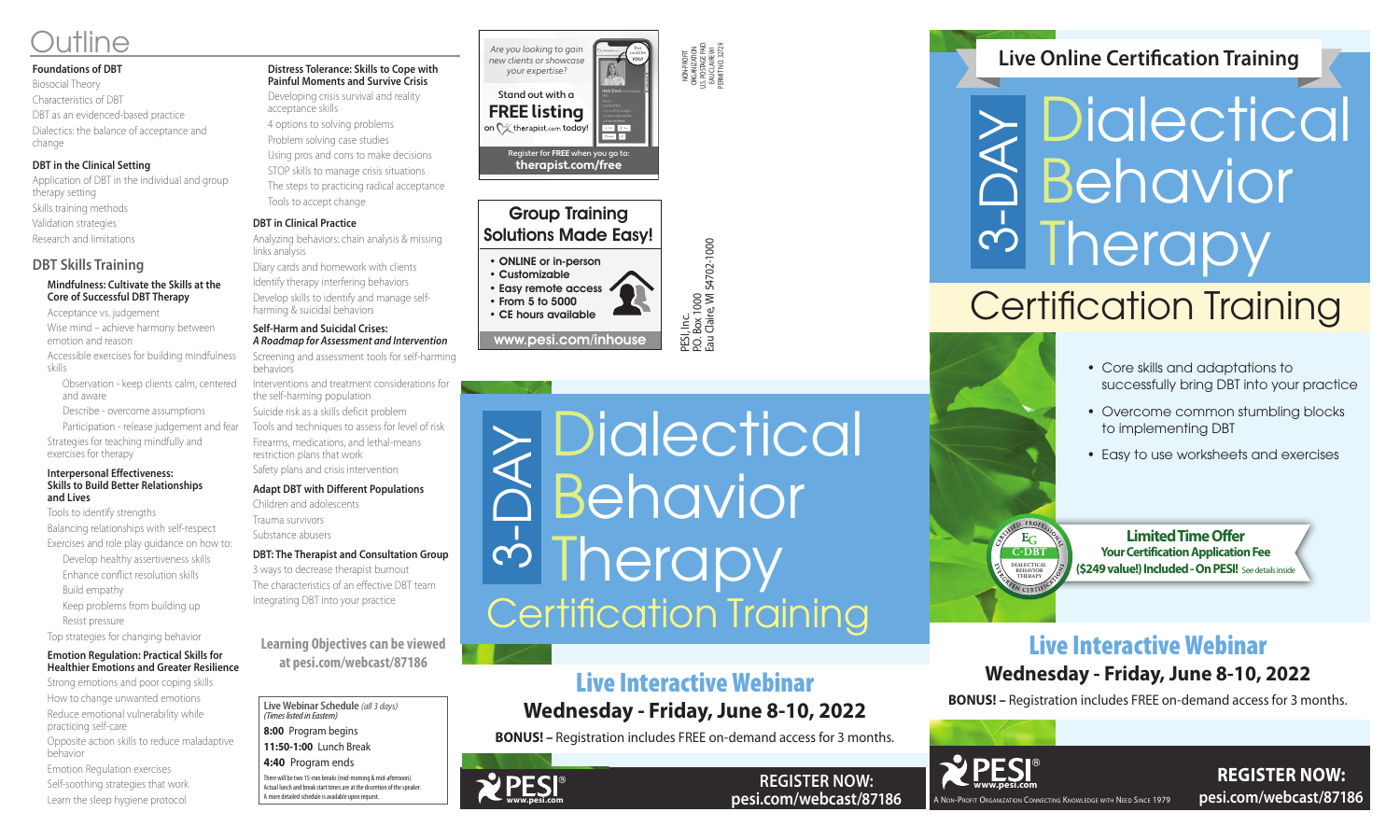# Outline

### Foundations of DBT

- Biosocial Theory
- Characteristics of DBT
- DBT as an evidenced-based practice
- Dialectics: the balance of acceptance and change

### DBT in the Clinical Setting

- Application of DBT in the individual and group therapy setting
- Skills training methods
- Validation strategies
- Research and limitations

## DBT Skills Training

### Mindfulness: Cultivate the Skills at the Core of Successful DBT Therapy

- Acceptance vs. judgement
- Wise mind – achieve harmony between emotion and reason
- Accessible exercises for building mindfulness skills
  - Observation - keep clients calm, centered and aware
  - Describe - overcome assumptions
  - Participation - release judgement and fear
- Strategies for teaching mindfully and exercises for therapy

### Interpersonal Effectiveness: Skills to Build Better Relationships and Lives

- Tools to identify strengths
- Balancing relationships with self-respect
- Exercises and role play guidance on how to:
  - Develop healthy assertiveness skills
  - Enhance conflict resolution skills
  - Build empathy
  - Keep problems from building up
  - Resist pressure
- Top strategies for changing behavior

### Emotion Regulation: Practical Skills for Healthier Emotions and Greater Resilience

- Strong emotions and poor coping skills
- How to change unwanted emotions
- Reduce emotional vulnerability while practicing self-care
- Opposite action skills to reduce maladaptive behavior
- Emotion Regulation exercises
- Self-soothing strategies that work
- Learn the sleep hygiene protocol

### Distress Tolerance: Skills to Cope with Painful Moments and Survive Crisis

- Developing crisis survival and reality acceptance skills
- 4 options to solving problems
- Problem solving case studies
- Using pros and cons to make decisions
- STOP skills to manage crisis situations
- The steps to practicing radical acceptance
- Tools to accept change

### DBT in Clinical Practice

- Analyzing behaviors: chain analysis & missing links analysis
- Diary cards and homework with clients
- Identify therapy interfering behaviors
- Develop skills to identify and manage self-harming & suicidal behaviors

### Self-Harm and Suicidal Crises: *A Roadmap for Assessment and Intervention*

- Screening and assessment tools for self-harming behaviors
- Interventions and treatment considerations for the self-harming population
- Suicide risk as a skills deficit problem
- Tools and techniques to assess for level of risk
- Firearms, medications, and lethal-means restriction plans that work
- Safety plans and crisis intervention

### Adapt DBT with Different Populations

- Children and adolescents
- Trauma survivors
- Substance abusers

### DBT: The Therapist and Consultation Group

- 3 ways to decrease therapist burnout
- The characteristics of an effective DBT team
- Integrating DBT into your practice

**Learning Objectives can be viewed at pesi.com/webcast/87186**

**Live Webinar Schedule** *(all 3 days)*
*(Times listed in Eastern)*

**8:00** Program begins
**11:50-1:00** Lunch Break
**4:40** Program ends

There will be two 15-min breaks (mid-morning & mid-afternoon). Actual lunch and break start times are at the discretion of the speaker. A more detailed schedule is available upon request.

---

*Are you looking to gain new clients or showcase your expertise?*

Stand out with a **FREE listing** on therapist.com today!

Register for FREE when you go to: **therapist.com/free**

---

NON-PROFIT ORGANIZATION U.S. POSTAGE PAID EAU CLAIRE WI PERMIT NO. 32729

PESI, Inc.
P.O. Box 1000
Eau Claire, WI 54702-1000

---

## Group Training Solutions Made Easy!

- ONLINE or in-person
- Customizable
- Easy remote access
- From 5 to 5000
- CE hours available

www.pesi.com/inhouse

---

# 3-DAY Dialectical Behavior Therapy Certification Training

## Live Interactive Webinar

**Wednesday - Friday, June 8-10, 2022**

**BONUS! –** Registration includes FREE on-demand access for 3 months.

PESI® www.pesi.com

**REGISTER NOW: pesi.com/webcast/87186**

---

## Live Online Certification Training

# 3-DAY Dialectical Behavior Therapy Certification Training

- Core skills and adaptations to successfully bring DBT into your practice
- Overcome common stumbling blocks to implementing DBT
- Easy to use worksheets and exercises

**Limited Time Offer**
**Your Certification Application Fee ($249 value!) Included - On PESI!** See details inside

## Live Interactive Webinar

**Wednesday - Friday, June 8-10, 2022**

**BONUS! –** Registration includes FREE on-demand access for 3 months.

PESI® www.pesi.com
A Non-Profit Organization Connecting Knowledge with Need Since 1979

**REGISTER NOW: pesi.com/webcast/87186**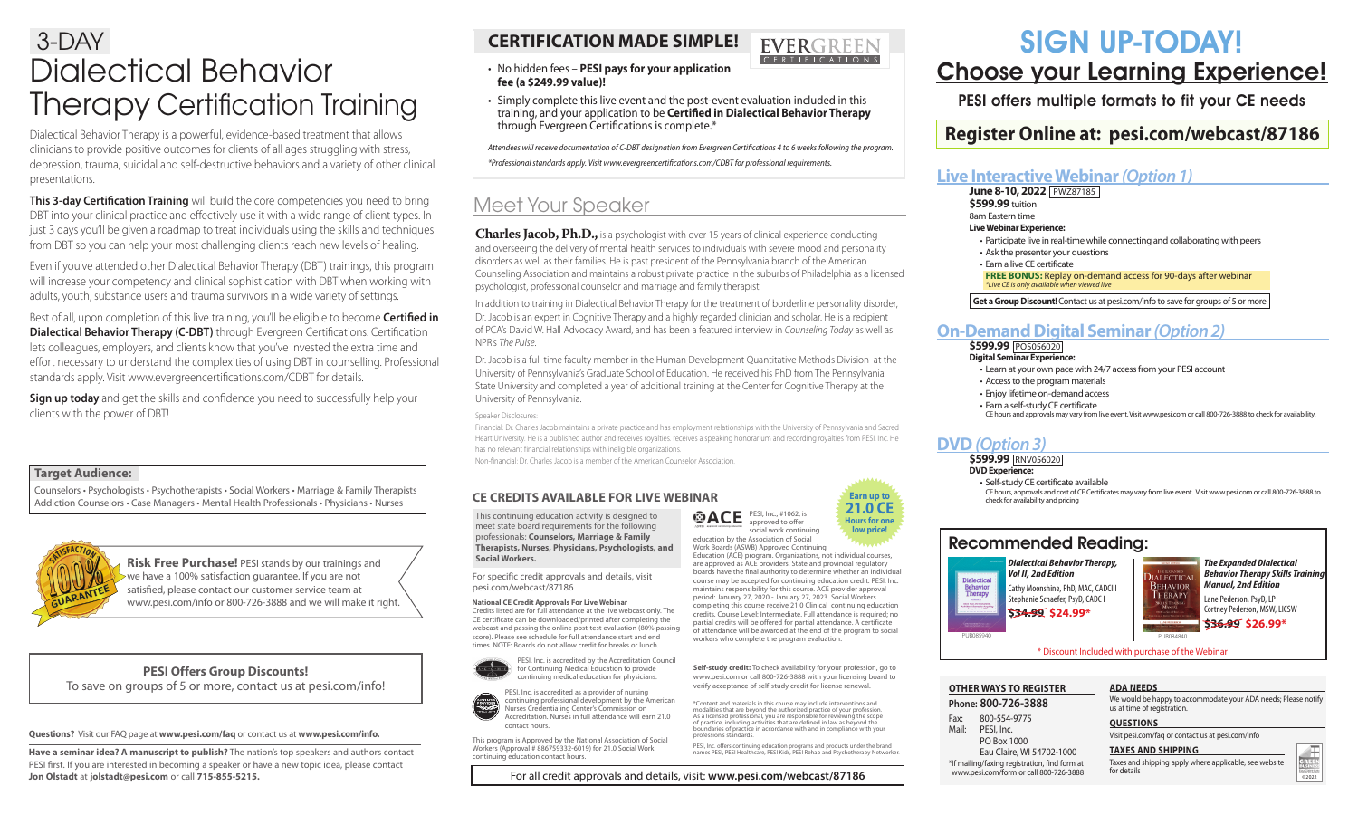# 3-DAY Dialectical Behavior Therapy Certification Training

Dialectical Behavior Therapy is a powerful, evidence-based treatment that allows clinicians to provide positive outcomes for clients of all ages struggling with stress, depression, trauma, suicidal and self-destructive behaviors and a variety of other clinical presentations.

**This 3-day Certification Training** will build the core competencies you need to bring DBT into your clinical practice and effectively use it with a wide range of client types. In just 3 days you'll be given a roadmap to treat individuals using the skills and techniques from DBT so you can help your most challenging clients reach new levels of healing.

Even if you've attended other Dialectical Behavior Therapy (DBT) trainings, this program will increase your competency and clinical sophistication with DBT when working with adults, youth, substance users and trauma survivors in a wide variety of settings.

Best of all, upon completion of this live training, you'll be eligible to become **Certified in Dialectical Behavior Therapy (C-DBT)** through Evergreen Certifications. Certification lets colleagues, employers, and clients know that you've invested the extra time and effort necessary to understand the complexities of using DBT in counselling. Professional standards apply. Visit www.evergreencertifications.com/CDBT for details.

**Sign up today** and get the skills and confidence you need to successfully help your clients with the power of DBT!

**Target Audience:**

Counselors • Psychologists • Psychotherapists • Social Workers • Marriage & Family Therapists Addiction Counselors • Case Managers • Mental Health Professionals • Physicians • Nurses

SATISFACTION 100% GUARANTEE

**Risk Free Purchase!** PESI stands by our trainings and we have a 100% satisfaction guarantee. If you are not satisfied, please contact our customer service team at www.pesi.com/info or 800-726-3888 and we will make it right.

**PESI Offers Group Discounts!**
To save on groups of 5 or more, contact us at pesi.com/info!

**Questions?** Visit our FAQ page at **www.pesi.com/faq** or contact us at **www.pesi.com/info.**

**Have a seminar idea? A manuscript to publish?** The nation's top speakers and authors contact PESI first. If you are interested in becoming a speaker or have a new topic idea, please contact **Jon Olstadt** at **jolstadt@pesi.com** or call **715-855-5215.**

## CERTIFICATION MADE SIMPLE!

EVERGREEN CERTIFICATIONS

- No hidden fees – **PESI pays for your application fee (a $249.99 value)!**
- Simply complete this live event and the post-event evaluation included in this training, and your application to be **Certified in Dialectical Behavior Therapy** through Evergreen Certifications is complete.*

*Attendees will receive documentation of C-DBT designation from Evergreen Certifications 4 to 6 weeks following the program.*

*\*Professional standards apply. Visit www.evergreencertifications.com/CDBT for professional requirements.*

## Meet Your Speaker

**Charles Jacob, Ph.D.,** is a psychologist with over 15 years of clinical experience conducting and overseeing the delivery of mental health services to individuals with severe mood and personality disorders as well as their families. He is past president of the Pennsylvania branch of the American Counseling Association and maintains a robust private practice in the suburbs of Philadelphia as a licensed psychologist, professional counselor and marriage and family therapist.

In addition to training in Dialectical Behavior Therapy for the treatment of borderline personality disorder, Dr. Jacob is an expert in Cognitive Therapy and a highly regarded clinician and scholar. He is a recipient of PCA's David W. Hall Advocacy Award, and has been a featured interview in *Counseling Today* as well as NPR's *The Pulse*.

Dr. Jacob is a full time faculty member in the Human Development Quantitative Methods Division at the University of Pennsylvania's Graduate School of Education. He received his PhD from The Pennsylvania State University and completed a year of additional training at the Center for Cognitive Therapy at the University of Pennsylvania.

Speaker Disclosures:

Financial: Dr. Charles Jacob maintains a private practice and has employment relationships with the University of Pennsylvania and Sacred Heart University. He is a published author and receives royalties. receives a speaking honorarium and recording royalties from PESI, Inc. He has no relevant financial relationships with ineligible organizations.

Non-financial: Dr. Charles Jacob is a member of the American Counselor Association.

## CE CREDITS AVAILABLE FOR LIVE WEBINAR

**Earn up to 21.0 CE Hours for one low price!**

This continuing education activity is designed to meet state board requirements for the following professionals: **Counselors, Marriage & Family Therapists, Nurses, Physicians, Psychologists, and Social Workers.**

For specific credit approvals and details, visit pesi.com/webcast/87186

**National CE Credit Approvals For Live Webinar**
Credits listed are for full attendance at the live webcast only. The CE certificate can be downloaded/printed after completing the webcast and passing the online post-test evaluation (80% passing score). Please see schedule for full attendance start and end times. NOTE: Boards do not allow credit for breaks or lunch.

PESI, Inc. is accredited by the Accreditation Council for Continuing Medical Education to provide continuing medical education for physicians.

PESI, Inc. is accredited as a provider of nursing continuing professional development by the American Nurses Credentialing Center's Commission on Accreditation. Nurses in full attendance will earn 21.0 contact hours.

This program is Approved by the National Association of Social Workers (Approval # 886759332-6019) for 21.0 Social Work continuing education contact hours.

ACE — PESI, Inc., #1062, is approved to offer social work continuing education by the Association of Social Work Boards (ASWB) Approved Continuing Education (ACE) program. Organizations, not individual courses, are approved as ACE providers. State and provincial regulatory boards have the final authority to determine whether an individual course may be accepted for continuing education credit. PESI, Inc. maintains responsibility for this course. ACE provider approval period: January 27, 2020 - January 27, 2023. Social Workers completing this course receive 21.0 Clinical continuing education credits. Course Level: Intermediate. Full attendance is required; no partial credits will be offered for partial attendance. A certificate of attendance will be awarded at the end of the program to social workers who complete the program evaluation.

**Self-study credit:** To check availability for your profession, go to www.pesi.com or call 800-726-3888 with your licensing board to verify acceptance of self-study credit for license renewal.

\*Content and materials in this course may include interventions and modalities that are beyond the authorized practice of your profession. As a licensed professional, you are responsible for reviewing the scope of practice, including activities that are defined in law as beyond the boundaries of practice in accordance with and in compliance with your profession's standards.

PESI, Inc. offers continuing education programs and products under the brand names PESI, PESI Healthcare, PESI Kids, PESI Rehab and Psychotherapy Networker.

For all credit approvals and details, visit: **www.pesi.com/webcast/87186**

# SIGN UP-TODAY!

## Choose your Learning Experience!

**PESI offers multiple formats to fit your CE needs**

**Register Online at: pesi.com/webcast/87186**

### Live Interactive Webinar *(Option 1)*

**June 8-10, 2022** PWZ87185
**$599.99** tuition
8am Eastern time

**Live Webinar Experience:**
- Participate live in real-time while connecting and collaborating with peers
- Ask the presenter your questions
- Earn a live CE certificate

**FREE BONUS:** Replay on-demand access for 90-days after webinar
*\*Live CE is only available when viewed live*

**Get a Group Discount!** Contact us at pesi.com/info to save for groups of 5 or more

### On-Demand Digital Seminar *(Option 2)*

**$599.99** POS056020

**Digital Seminar Experience:**
- Learn at your own pace with 24/7 access from your PESI account
- Access to the program materials
- Enjoy lifetime on-demand access
- Earn a self-study CE certificate

CE hours and approvals may vary from live event. Visit www.pesi.com or call 800-726-3888 to check for availability.

### DVD *(Option 3)*

**$599.99** RNV056020

**DVD Experience:**
- Self-study CE certificate available

CE hours, approvals and cost of CE Certificates may vary from live event. Visit www.pesi.com or call 800-726-3888 to check for availability and pricing

## Recommended Reading:

***Dialectical Behavior Therapy, Vol II, 2nd Edition***
Cathy Moonshine, PhD, MAC, CADCIII
Stephanie Schaefer, PsyD, CADC I
~~$34.99~~ **$24.99\***
PUB085940

***The Expanded Dialectical Behavior Therapy Skills Training Manual, 2nd Edition***
Lane Pederson, PsyD, LP
Cortney Pederson, MSW, LICSW
~~$36.99~~ **$26.99\***
PUB084840

\* Discount Included with purchase of the Webinar

**OTHER WAYS TO REGISTER**

**Phone: 800-726-3888**
Fax: 800-554-9775
Mail: PESI, Inc.
PO Box 1000
Eau Claire, WI 54702-1000

\*If mailing/faxing registration, find form at www.pesi.com/form or call 800-726-3888

**ADA NEEDS**
We would be happy to accommodate your ADA needs; Please notify us at time of registration.

**QUESTIONS**
Visit pesi.com/faq or contact us at pesi.com/info

**TAXES AND SHIPPING**
Taxes and shipping apply where applicable, see website for details